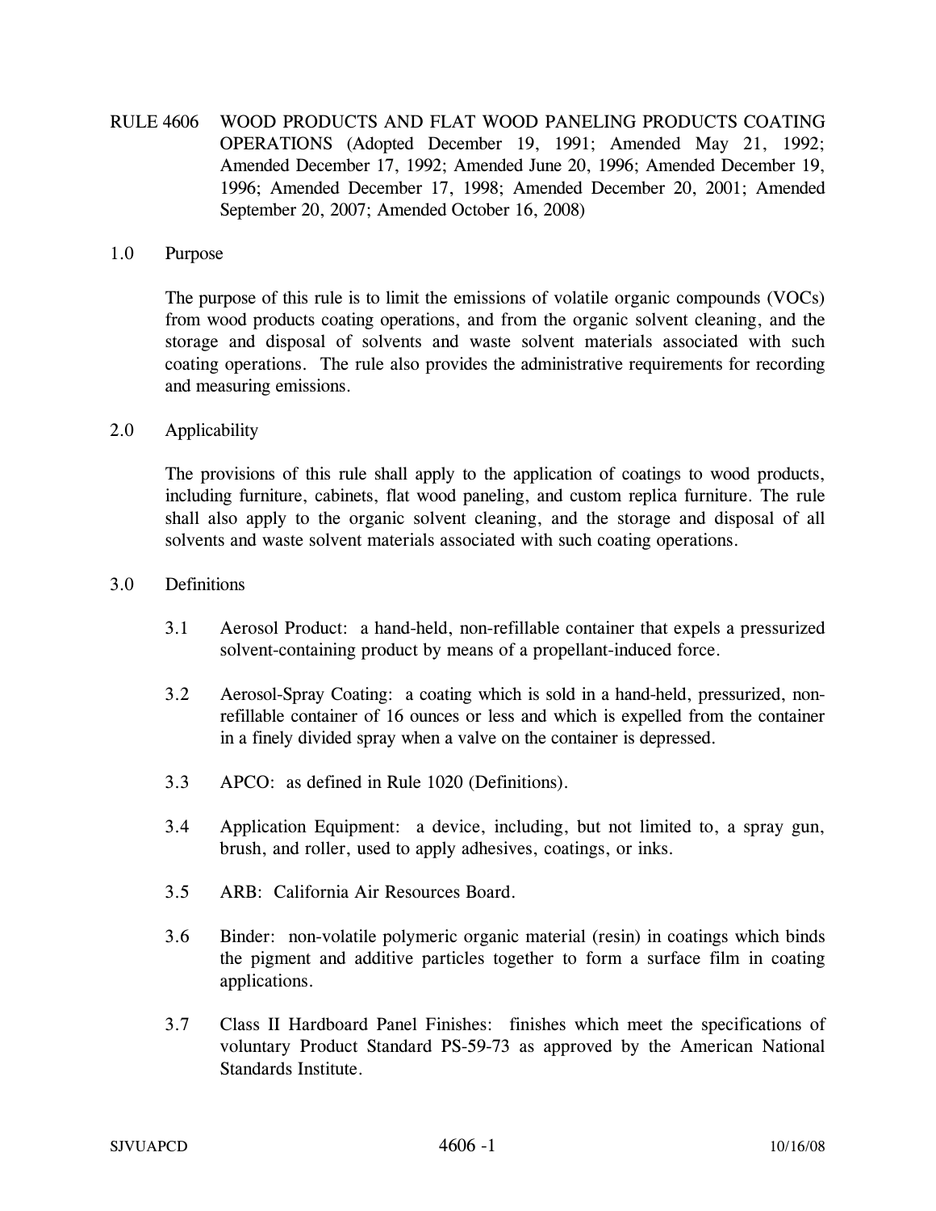# RULE 4606 WOOD PRODUCTS AND FLAT WOOD PANELING PRODUCTS COATING OPERATIONS (Adopted December 19, 1991; Amended May 21, 1992; Amended December 17, 1992; Amended June 20, 1996; Amended December 19, 1996; Amended December 17, 1998; Amended December 20, 2001; Amended September 20, 2007; Amended October 16, 2008)

## 1.0 Purpose

The purpose of this rule is to limit the emissions of volatile organic compounds (VOCs) from wood products coating operations, and from the organic solvent cleaning, and the storage and disposal of solvents and waste solvent materials associated with such coating operations. The rule also provides the administrative requirements for recording and measuring emissions.

## 2.0 Applicability

The provisions of this rule shall apply to the application of coatings to wood products, including furniture, cabinets, flat wood paneling, and custom replica furniture. The rule shall also apply to the organic solvent cleaning, and the storage and disposal of all solvents and waste solvent materials associated with such coating operations.

## 3.0 Definitions

3.1 Aerosol Product: a hand-held, non-refillable container that expels a pressurized solvent-containing product by means of a propellant-induced force.

3.2 Aerosol-Spray Coating: a coating which is sold in a hand-held, pressurized, non-refillable container of 16 ounces or less and which is expelled from the container in a finely divided spray when a valve on the container is depressed.

3.3 APCO: as defined in Rule 1020 (Definitions).

3.4 Application Equipment: a device, including, but not limited to, a spray gun, brush, and roller, used to apply adhesives, coatings, or inks.

3.5 ARB: California Air Resources Board.

3.6 Binder: non-volatile polymeric organic material (resin) in coatings which binds the pigment and additive particles together to form a surface film in coating applications.

3.7 Class II Hardboard Panel Finishes: finishes which meet the specifications of voluntary Product Standard PS-59-73 as approved by the American National Standards Institute.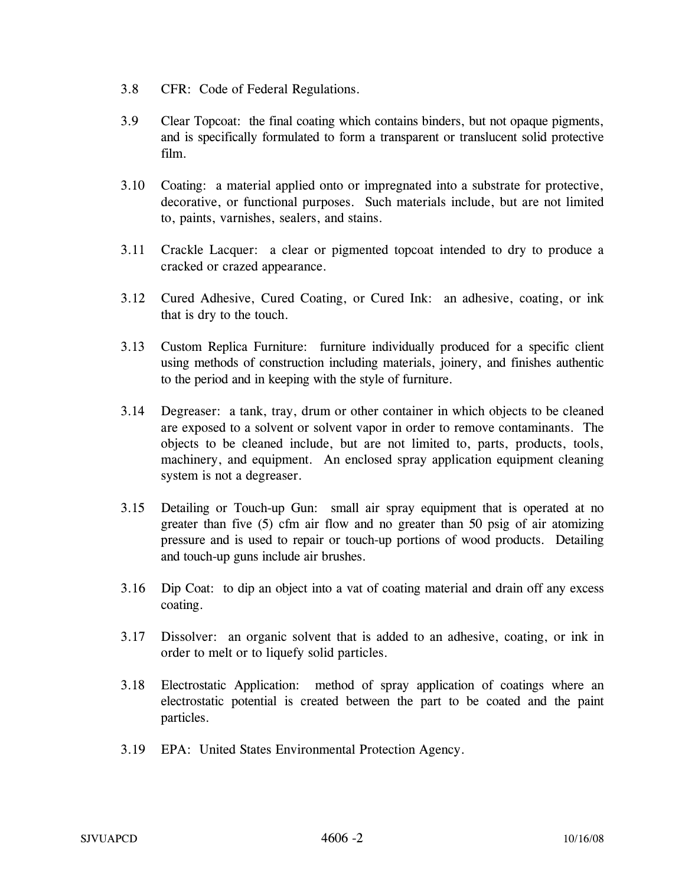3.8 CFR: Code of Federal Regulations.

3.9 Clear Topcoat: the final coating which contains binders, but not opaque pigments, and is specifically formulated to form a transparent or translucent solid protective film.

3.10 Coating: a material applied onto or impregnated into a substrate for protective, decorative, or functional purposes. Such materials include, but are not limited to, paints, varnishes, sealers, and stains.

3.11 Crackle Lacquer: a clear or pigmented topcoat intended to dry to produce a cracked or crazed appearance.

3.12 Cured Adhesive, Cured Coating, or Cured Ink: an adhesive, coating, or ink that is dry to the touch.

3.13 Custom Replica Furniture: furniture individually produced for a specific client using methods of construction including materials, joinery, and finishes authentic to the period and in keeping with the style of furniture.

3.14 Degreaser: a tank, tray, drum or other container in which objects to be cleaned are exposed to a solvent or solvent vapor in order to remove contaminants. The objects to be cleaned include, but are not limited to, parts, products, tools, machinery, and equipment. An enclosed spray application equipment cleaning system is not a degreaser.

3.15 Detailing or Touch-up Gun: small air spray equipment that is operated at no greater than five (5) cfm air flow and no greater than 50 psig of air atomizing pressure and is used to repair or touch-up portions of wood products. Detailing and touch-up guns include air brushes.

3.16 Dip Coat: to dip an object into a vat of coating material and drain off any excess coating.

3.17 Dissolver: an organic solvent that is added to an adhesive, coating, or ink in order to melt or to liquefy solid particles.

3.18 Electrostatic Application: method of spray application of coatings where an electrostatic potential is created between the part to be coated and the paint particles.

3.19 EPA: United States Environmental Protection Agency.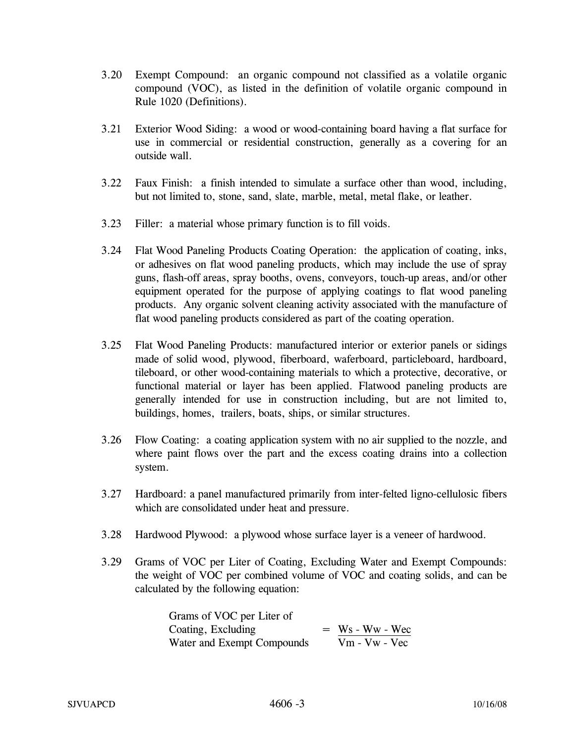3.20 Exempt Compound: an organic compound not classified as a volatile organic compound (VOC), as listed in the definition of volatile organic compound in Rule 1020 (Definitions).

3.21 Exterior Wood Siding: a wood or wood-containing board having a flat surface for use in commercial or residential construction, generally as a covering for an outside wall.

3.22 Faux Finish: a finish intended to simulate a surface other than wood, including, but not limited to, stone, sand, slate, marble, metal, metal flake, or leather.

3.23 Filler: a material whose primary function is to fill voids.

3.24 Flat Wood Paneling Products Coating Operation: the application of coating, inks, or adhesives on flat wood paneling products, which may include the use of spray guns, flash-off areas, spray booths, ovens, conveyors, touch-up areas, and/or other equipment operated for the purpose of applying coatings to flat wood paneling products. Any organic solvent cleaning activity associated with the manufacture of flat wood paneling products considered as part of the coating operation.

3.25 Flat Wood Paneling Products: manufactured interior or exterior panels or sidings made of solid wood, plywood, fiberboard, waferboard, particleboard, hardboard, tileboard, or other wood-containing materials to which a protective, decorative, or functional material or layer has been applied. Flatwood paneling products are generally intended for use in construction including, but are not limited to, buildings, homes, trailers, boats, ships, or similar structures.

3.26 Flow Coating: a coating application system with no air supplied to the nozzle, and where paint flows over the part and the excess coating drains into a collection system.

3.27 Hardboard: a panel manufactured primarily from inter-felted ligno-cellulosic fibers which are consolidated under heat and pressure.

3.28 Hardwood Plywood: a plywood whose surface layer is a veneer of hardwood.

3.29 Grams of VOC per Liter of Coating, Excluding Water and Exempt Compounds: the weight of VOC per combined volume of VOC and coating solids, and can be calculated by the following equation:

$$\text{Grams of VOC per Liter of Coating, Excluding Water and Exempt Compounds} = \frac{Ws - Ww - Wec}{Vm - Vw - Vec}$$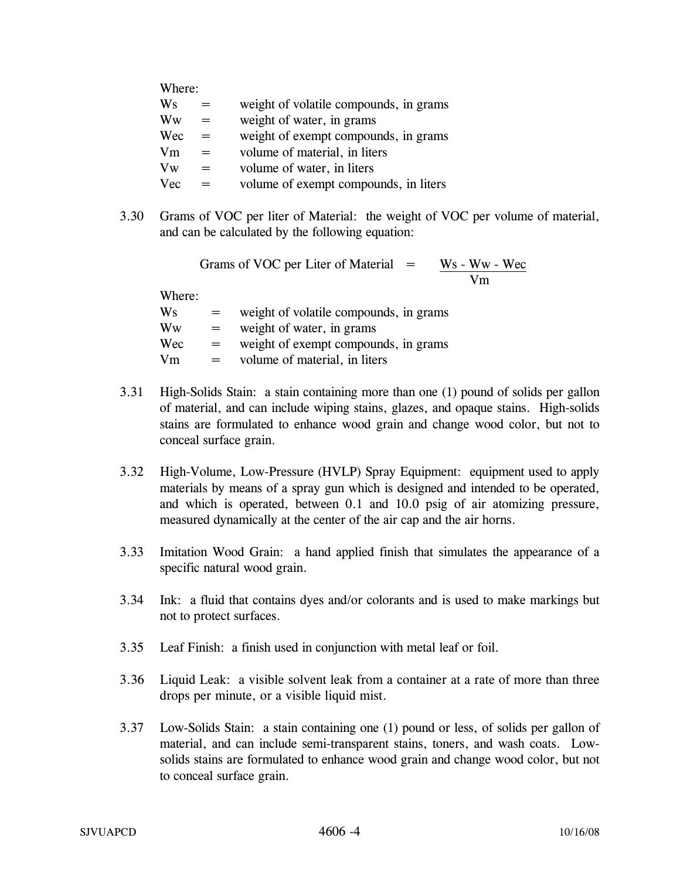Where:

| | | |
|---|---|---|
| Ws | = | weight of volatile compounds, in grams |
| Ww | = | weight of water, in grams |
| Wec | = | weight of exempt compounds, in grams |
| Vm | = | volume of material, in liters |
| Vw | = | volume of water, in liters |
| Vec | = | volume of exempt compounds, in liters |

3.30 Grams of VOC per liter of Material: the weight of VOC per volume of material, and can be calculated by the following equation:

$$\text{Grams of VOC per Liter of Material} = \frac{Ws - Ww - Wec}{Vm}$$

Where:

| | | |
|---|---|---|
| Ws | = | weight of volatile compounds, in grams |
| Ww | = | weight of water, in grams |
| Wec | = | weight of exempt compounds, in grams |
| Vm | = | volume of material, in liters |

3.31 High-Solids Stain: a stain containing more than one (1) pound of solids per gallon of material, and can include wiping stains, glazes, and opaque stains. High-solids stains are formulated to enhance wood grain and change wood color, but not to conceal surface grain.

3.32 High-Volume, Low-Pressure (HVLP) Spray Equipment: equipment used to apply materials by means of a spray gun which is designed and intended to be operated, and which is operated, between 0.1 and 10.0 psig of air atomizing pressure, measured dynamically at the center of the air cap and the air horns.

3.33 Imitation Wood Grain: a hand applied finish that simulates the appearance of a specific natural wood grain.

3.34 Ink: a fluid that contains dyes and/or colorants and is used to make markings but not to protect surfaces.

3.35 Leaf Finish: a finish used in conjunction with metal leaf or foil.

3.36 Liquid Leak: a visible solvent leak from a container at a rate of more than three drops per minute, or a visible liquid mist.

3.37 Low-Solids Stain: a stain containing one (1) pound or less, of solids per gallon of material, and can include semi-transparent stains, toners, and wash coats. Low-solids stains are formulated to enhance wood grain and change wood color, but not to conceal surface grain.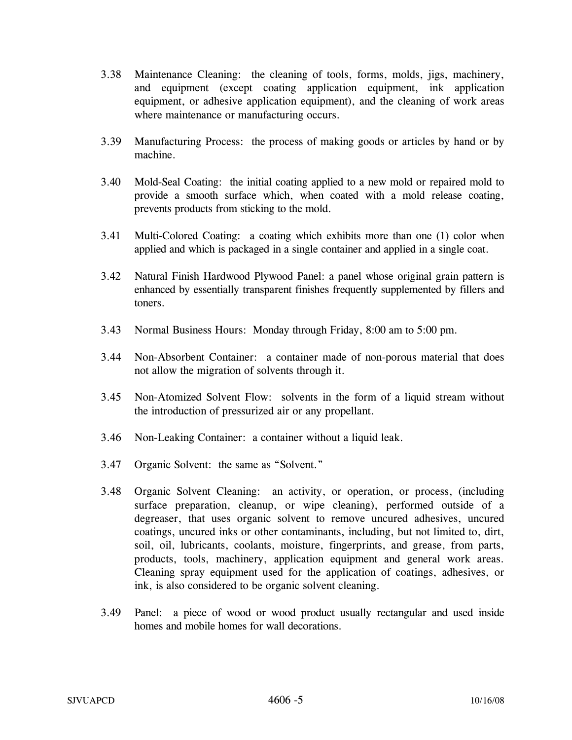3.38 Maintenance Cleaning: the cleaning of tools, forms, molds, jigs, machinery, and equipment (except coating application equipment, ink application equipment, or adhesive application equipment), and the cleaning of work areas where maintenance or manufacturing occurs.

3.39 Manufacturing Process: the process of making goods or articles by hand or by machine.

3.40 Mold-Seal Coating: the initial coating applied to a new mold or repaired mold to provide a smooth surface which, when coated with a mold release coating, prevents products from sticking to the mold.

3.41 Multi-Colored Coating: a coating which exhibits more than one (1) color when applied and which is packaged in a single container and applied in a single coat.

3.42 Natural Finish Hardwood Plywood Panel: a panel whose original grain pattern is enhanced by essentially transparent finishes frequently supplemented by fillers and toners.

3.43 Normal Business Hours: Monday through Friday, 8:00 am to 5:00 pm.

3.44 Non-Absorbent Container: a container made of non-porous material that does not allow the migration of solvents through it.

3.45 Non-Atomized Solvent Flow: solvents in the form of a liquid stream without the introduction of pressurized air or any propellant.

3.46 Non-Leaking Container: a container without a liquid leak.

3.47 Organic Solvent: the same as "Solvent."

3.48 Organic Solvent Cleaning: an activity, or operation, or process, (including surface preparation, cleanup, or wipe cleaning), performed outside of a degreaser, that uses organic solvent to remove uncured adhesives, uncured coatings, uncured inks or other contaminants, including, but not limited to, dirt, soil, oil, lubricants, coolants, moisture, fingerprints, and grease, from parts, products, tools, machinery, application equipment and general work areas. Cleaning spray equipment used for the application of coatings, adhesives, or ink, is also considered to be organic solvent cleaning.

3.49 Panel: a piece of wood or wood product usually rectangular and used inside homes and mobile homes for wall decorations.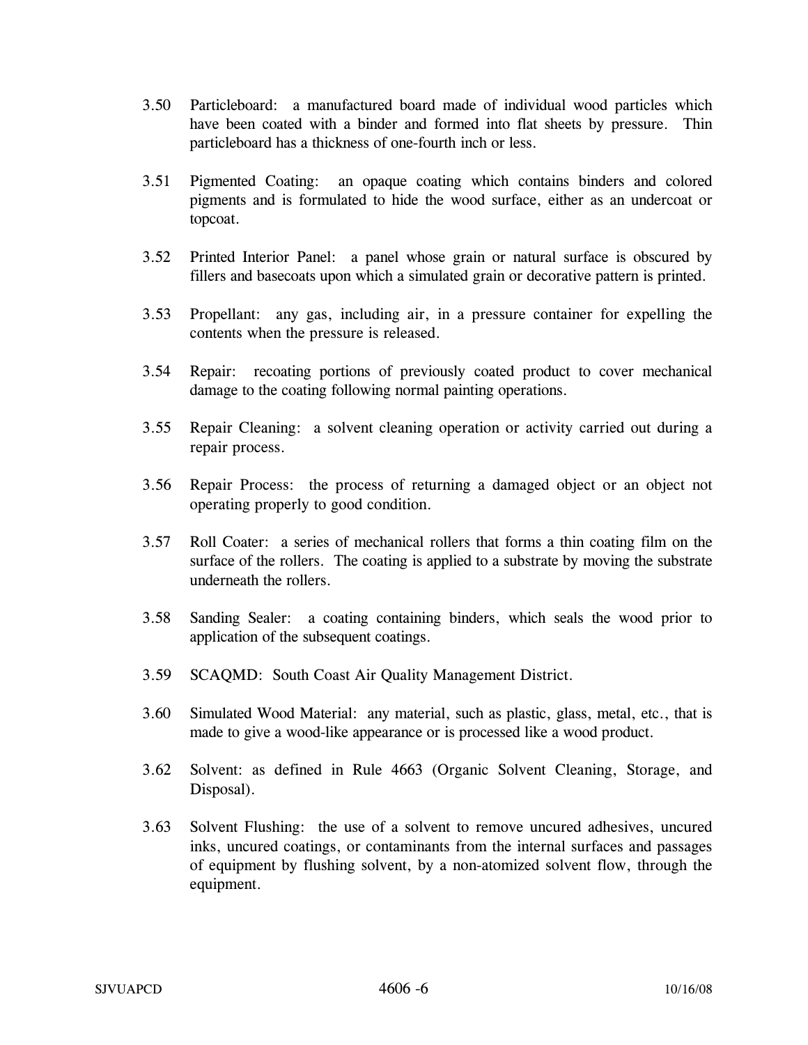3.50 Particleboard: a manufactured board made of individual wood particles which have been coated with a binder and formed into flat sheets by pressure. Thin particleboard has a thickness of one-fourth inch or less.

3.51 Pigmented Coating: an opaque coating which contains binders and colored pigments and is formulated to hide the wood surface, either as an undercoat or topcoat.

3.52 Printed Interior Panel: a panel whose grain or natural surface is obscured by fillers and basecoats upon which a simulated grain or decorative pattern is printed.

3.53 Propellant: any gas, including air, in a pressure container for expelling the contents when the pressure is released.

3.54 Repair: recoating portions of previously coated product to cover mechanical damage to the coating following normal painting operations.

3.55 Repair Cleaning: a solvent cleaning operation or activity carried out during a repair process.

3.56 Repair Process: the process of returning a damaged object or an object not operating properly to good condition.

3.57 Roll Coater: a series of mechanical rollers that forms a thin coating film on the surface of the rollers. The coating is applied to a substrate by moving the substrate underneath the rollers.

3.58 Sanding Sealer: a coating containing binders, which seals the wood prior to application of the subsequent coatings.

3.59 SCAQMD: South Coast Air Quality Management District.

3.60 Simulated Wood Material: any material, such as plastic, glass, metal, etc., that is made to give a wood-like appearance or is processed like a wood product.

3.62 Solvent: as defined in Rule 4663 (Organic Solvent Cleaning, Storage, and Disposal).

3.63 Solvent Flushing: the use of a solvent to remove uncured adhesives, uncured inks, uncured coatings, or contaminants from the internal surfaces and passages of equipment by flushing solvent, by a non-atomized solvent flow, through the equipment.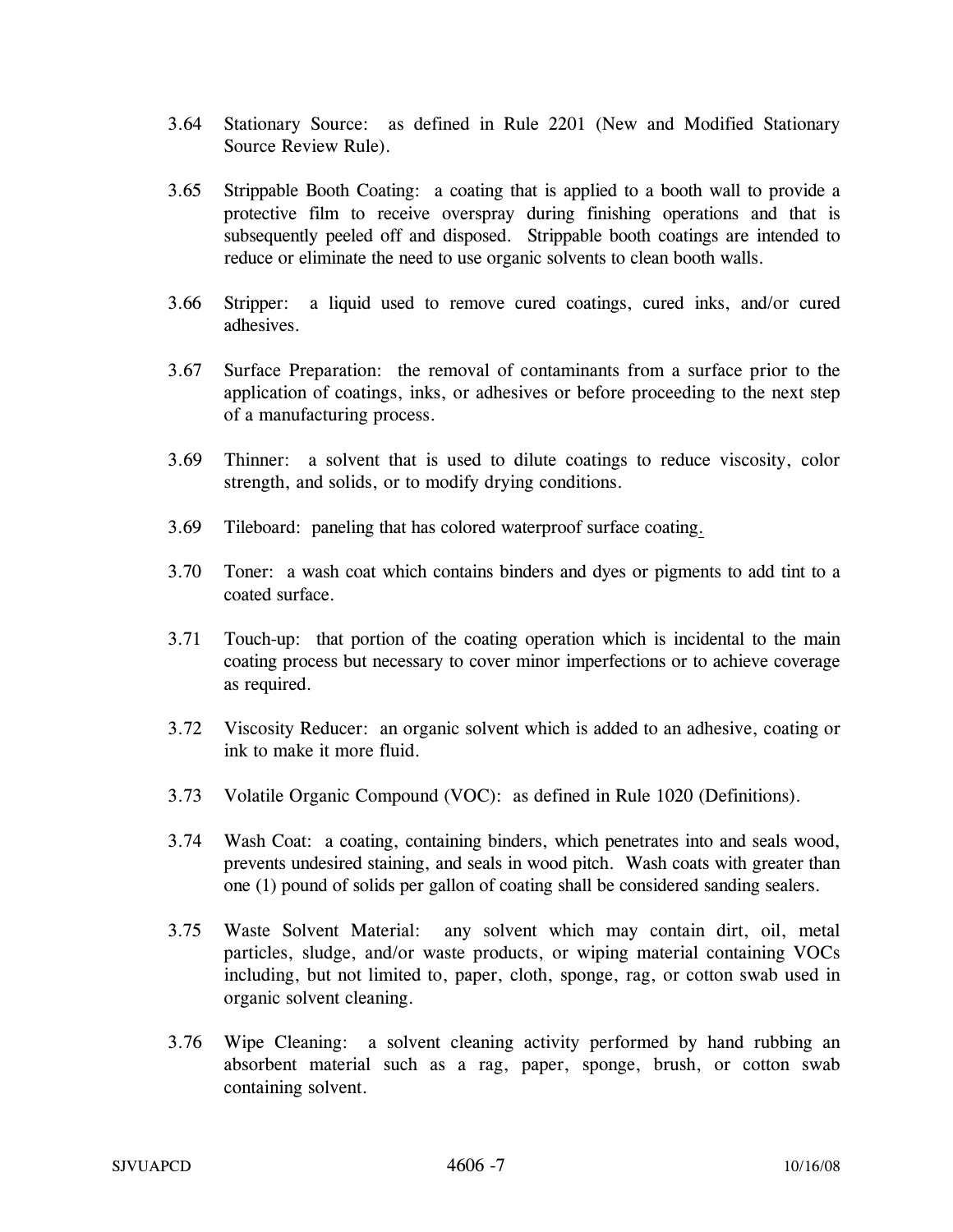3.64 Stationary Source: as defined in Rule 2201 (New and Modified Stationary Source Review Rule).

3.65 Strippable Booth Coating: a coating that is applied to a booth wall to provide a protective film to receive overspray during finishing operations and that is subsequently peeled off and disposed. Strippable booth coatings are intended to reduce or eliminate the need to use organic solvents to clean booth walls.

3.66 Stripper: a liquid used to remove cured coatings, cured inks, and/or cured adhesives.

3.67 Surface Preparation: the removal of contaminants from a surface prior to the application of coatings, inks, or adhesives or before proceeding to the next step of a manufacturing process.

3.69 Thinner: a solvent that is used to dilute coatings to reduce viscosity, color strength, and solids, or to modify drying conditions.

3.69 Tileboard: paneling that has colored waterproof surface coating.

3.70 Toner: a wash coat which contains binders and dyes or pigments to add tint to a coated surface.

3.71 Touch-up: that portion of the coating operation which is incidental to the main coating process but necessary to cover minor imperfections or to achieve coverage as required.

3.72 Viscosity Reducer: an organic solvent which is added to an adhesive, coating or ink to make it more fluid.

3.73 Volatile Organic Compound (VOC): as defined in Rule 1020 (Definitions).

3.74 Wash Coat: a coating, containing binders, which penetrates into and seals wood, prevents undesired staining, and seals in wood pitch. Wash coats with greater than one (1) pound of solids per gallon of coating shall be considered sanding sealers.

3.75 Waste Solvent Material: any solvent which may contain dirt, oil, metal particles, sludge, and/or waste products, or wiping material containing VOCs including, but not limited to, paper, cloth, sponge, rag, or cotton swab used in organic solvent cleaning.

3.76 Wipe Cleaning: a solvent cleaning activity performed by hand rubbing an absorbent material such as a rag, paper, sponge, brush, or cotton swab containing solvent.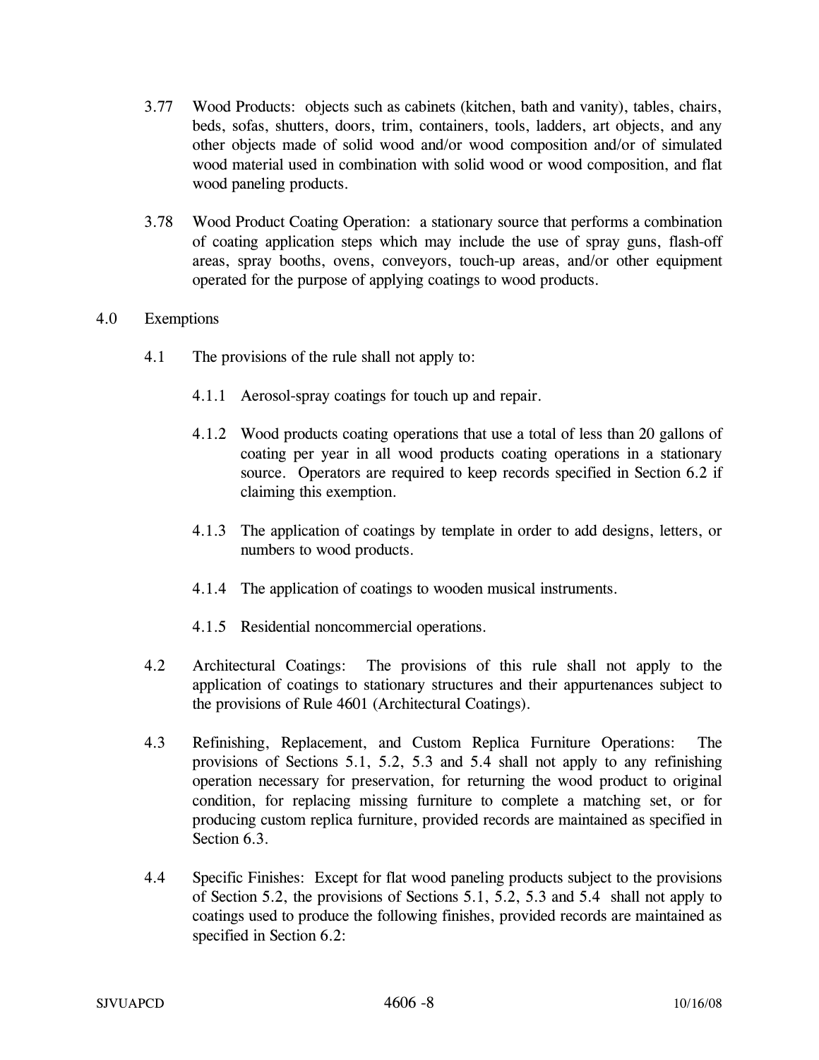3.77 Wood Products: objects such as cabinets (kitchen, bath and vanity), tables, chairs, beds, sofas, shutters, doors, trim, containers, tools, ladders, art objects, and any other objects made of solid wood and/or wood composition and/or of simulated wood material used in combination with solid wood or wood composition, and flat wood paneling products.

3.78 Wood Product Coating Operation: a stationary source that performs a combination of coating application steps which may include the use of spray guns, flash-off areas, spray booths, ovens, conveyors, touch-up areas, and/or other equipment operated for the purpose of applying coatings to wood products.

## 4.0 Exemptions

4.1 The provisions of the rule shall not apply to:

4.1.1 Aerosol-spray coatings for touch up and repair.

4.1.2 Wood products coating operations that use a total of less than 20 gallons of coating per year in all wood products coating operations in a stationary source. Operators are required to keep records specified in Section 6.2 if claiming this exemption.

4.1.3 The application of coatings by template in order to add designs, letters, or numbers to wood products.

4.1.4 The application of coatings to wooden musical instruments.

4.1.5 Residential noncommercial operations.

4.2 Architectural Coatings: The provisions of this rule shall not apply to the application of coatings to stationary structures and their appurtenances subject to the provisions of Rule 4601 (Architectural Coatings).

4.3 Refinishing, Replacement, and Custom Replica Furniture Operations: The provisions of Sections 5.1, 5.2, 5.3 and 5.4 shall not apply to any refinishing operation necessary for preservation, for returning the wood product to original condition, for replacing missing furniture to complete a matching set, or for producing custom replica furniture, provided records are maintained as specified in Section 6.3.

4.4 Specific Finishes: Except for flat wood paneling products subject to the provisions of Section 5.2, the provisions of Sections 5.1, 5.2, 5.3 and 5.4 shall not apply to coatings used to produce the following finishes, provided records are maintained as specified in Section 6.2: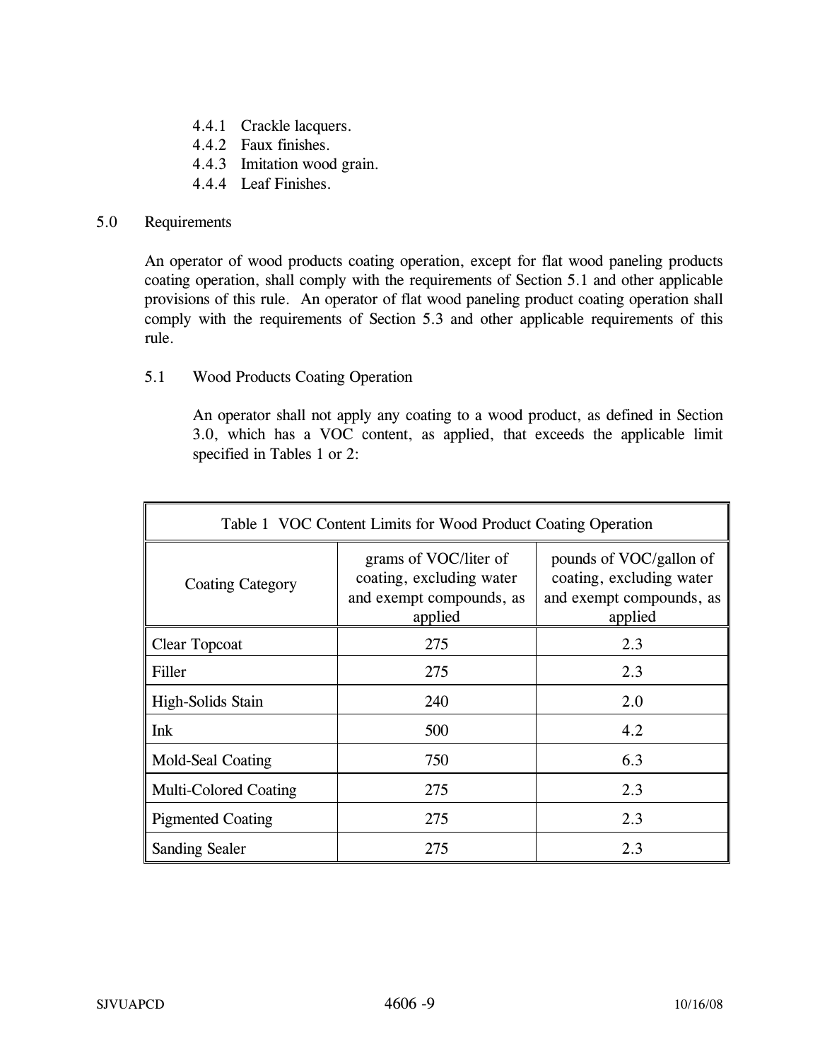4.4.1 Crackle lacquers.
4.4.2 Faux finishes.
4.4.3 Imitation wood grain.
4.4.4 Leaf Finishes.

## 5.0 Requirements

An operator of wood products coating operation, except for flat wood paneling products coating operation, shall comply with the requirements of Section 5.1 and other applicable provisions of this rule. An operator of flat wood paneling product coating operation shall comply with the requirements of Section 5.3 and other applicable requirements of this rule.

### 5.1 Wood Products Coating Operation

An operator shall not apply any coating to a wood product, as defined in Section 3.0, which has a VOC content, as applied, that exceeds the applicable limit specified in Tables 1 or 2:

| Table 1 VOC Content Limits for Wood Product Coating Operation | | |
|---|---|---|
| Coating Category | grams of VOC/liter of coating, excluding water and exempt compounds, as applied | pounds of VOC/gallon of coating, excluding water and exempt compounds, as applied |
| Clear Topcoat | 275 | 2.3 |
| Filler | 275 | 2.3 |
| High-Solids Stain | 240 | 2.0 |
| Ink | 500 | 4.2 |
| Mold-Seal Coating | 750 | 6.3 |
| Multi-Colored Coating | 275 | 2.3 |
| Pigmented Coating | 275 | 2.3 |
| Sanding Sealer | 275 | 2.3 |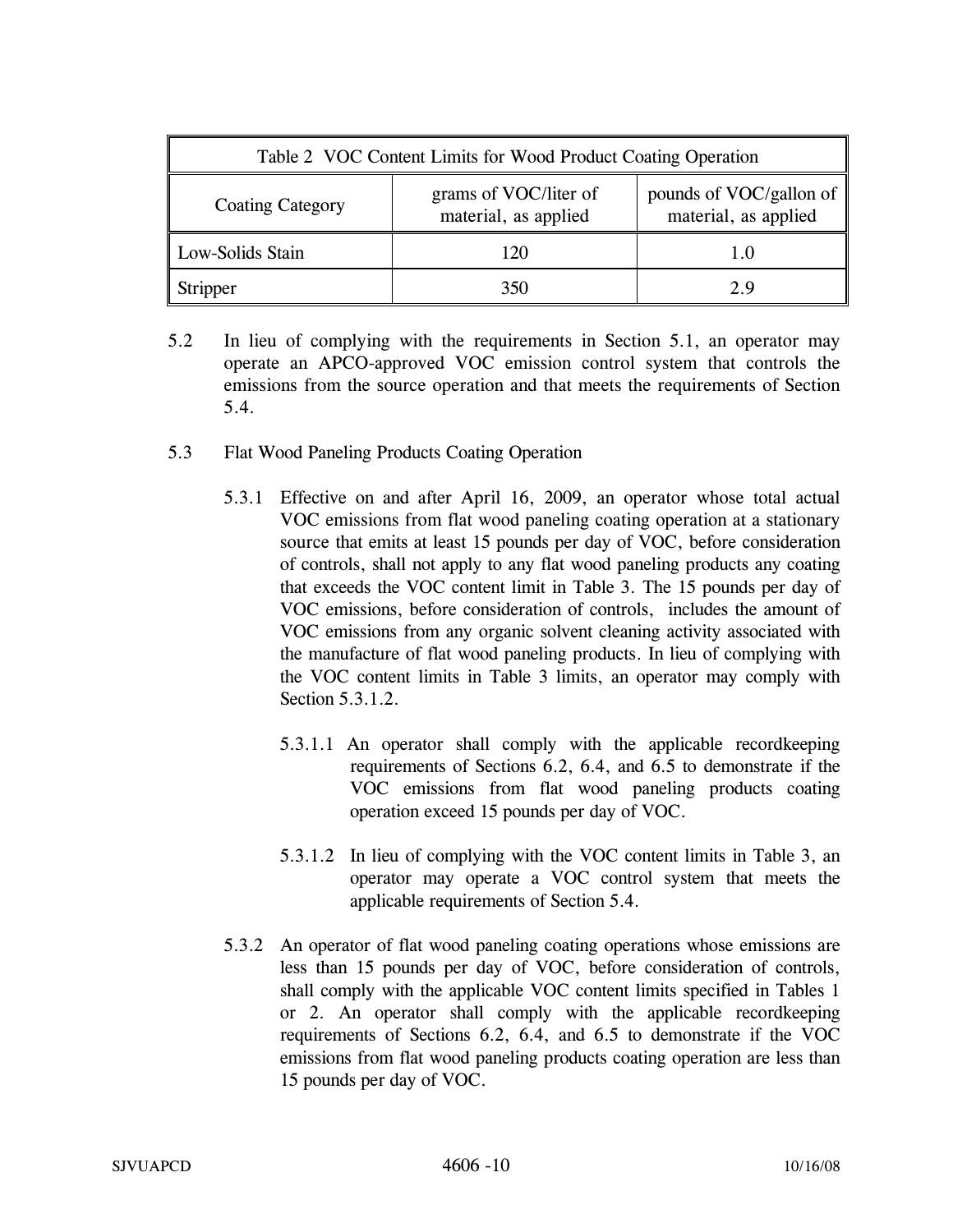| Table 2 VOC Content Limits for Wood Product Coating Operation | | |
|---|---|---|
| Coating Category | grams of VOC/liter of material, as applied | pounds of VOC/gallon of material, as applied |
| Low-Solids Stain | 120 | 1.0 |
| Stripper | 350 | 2.9 |

5.2 In lieu of complying with the requirements in Section 5.1, an operator may operate an APCO-approved VOC emission control system that controls the emissions from the source operation and that meets the requirements of Section 5.4.

5.3 Flat Wood Paneling Products Coating Operation

5.3.1 Effective on and after April 16, 2009, an operator whose total actual VOC emissions from flat wood paneling coating operation at a stationary source that emits at least 15 pounds per day of VOC, before consideration of controls, shall not apply to any flat wood paneling products any coating that exceeds the VOC content limit in Table 3. The 15 pounds per day of VOC emissions, before consideration of controls, includes the amount of VOC emissions from any organic solvent cleaning activity associated with the manufacture of flat wood paneling products. In lieu of complying with the VOC content limits in Table 3 limits, an operator may comply with Section 5.3.1.2.

5.3.1.1 An operator shall comply with the applicable recordkeeping requirements of Sections 6.2, 6.4, and 6.5 to demonstrate if the VOC emissions from flat wood paneling products coating operation exceed 15 pounds per day of VOC.

5.3.1.2 In lieu of complying with the VOC content limits in Table 3, an operator may operate a VOC control system that meets the applicable requirements of Section 5.4.

5.3.2 An operator of flat wood paneling coating operations whose emissions are less than 15 pounds per day of VOC, before consideration of controls, shall comply with the applicable VOC content limits specified in Tables 1 or 2. An operator shall comply with the applicable recordkeeping requirements of Sections 6.2, 6.4, and 6.5 to demonstrate if the VOC emissions from flat wood paneling products coating operation are less than 15 pounds per day of VOC.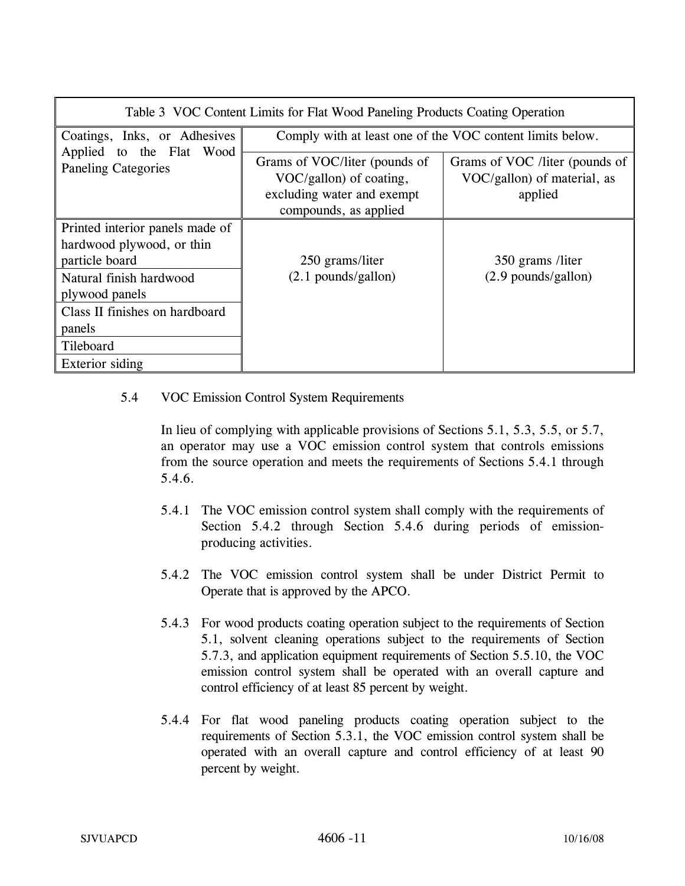| Table 3 VOC Content Limits for Flat Wood Paneling Products Coating Operation | | |
|---|---|---|
| Coatings, Inks, or Adhesives Applied to the Flat Wood Paneling Categories | Comply with at least one of the VOC content limits below. | |
| | Grams of VOC/liter (pounds of VOC/gallon) of coating, excluding water and exempt compounds, as applied | Grams of VOC /liter (pounds of VOC/gallon) of material, as applied |
| Printed interior panels made of hardwood plywood, or thin particle board | 250 grams/liter (2.1 pounds/gallon) | 350 grams /liter (2.9 pounds/gallon) |
| Natural finish hardwood plywood panels | | |
| Class II finishes on hardboard panels | | |
| Tileboard | | |
| Exterior siding | | |

5.4 VOC Emission Control System Requirements

In lieu of complying with applicable provisions of Sections 5.1, 5.3, 5.5, or 5.7, an operator may use a VOC emission control system that controls emissions from the source operation and meets the requirements of Sections 5.4.1 through 5.4.6.

5.4.1 The VOC emission control system shall comply with the requirements of Section 5.4.2 through Section 5.4.6 during periods of emission-producing activities.

5.4.2 The VOC emission control system shall be under District Permit to Operate that is approved by the APCO.

5.4.3 For wood products coating operation subject to the requirements of Section 5.1, solvent cleaning operations subject to the requirements of Section 5.7.3, and application equipment requirements of Section 5.5.10, the VOC emission control system shall be operated with an overall capture and control efficiency of at least 85 percent by weight.

5.4.4 For flat wood paneling products coating operation subject to the requirements of Section 5.3.1, the VOC emission control system shall be operated with an overall capture and control efficiency of at least 90 percent by weight.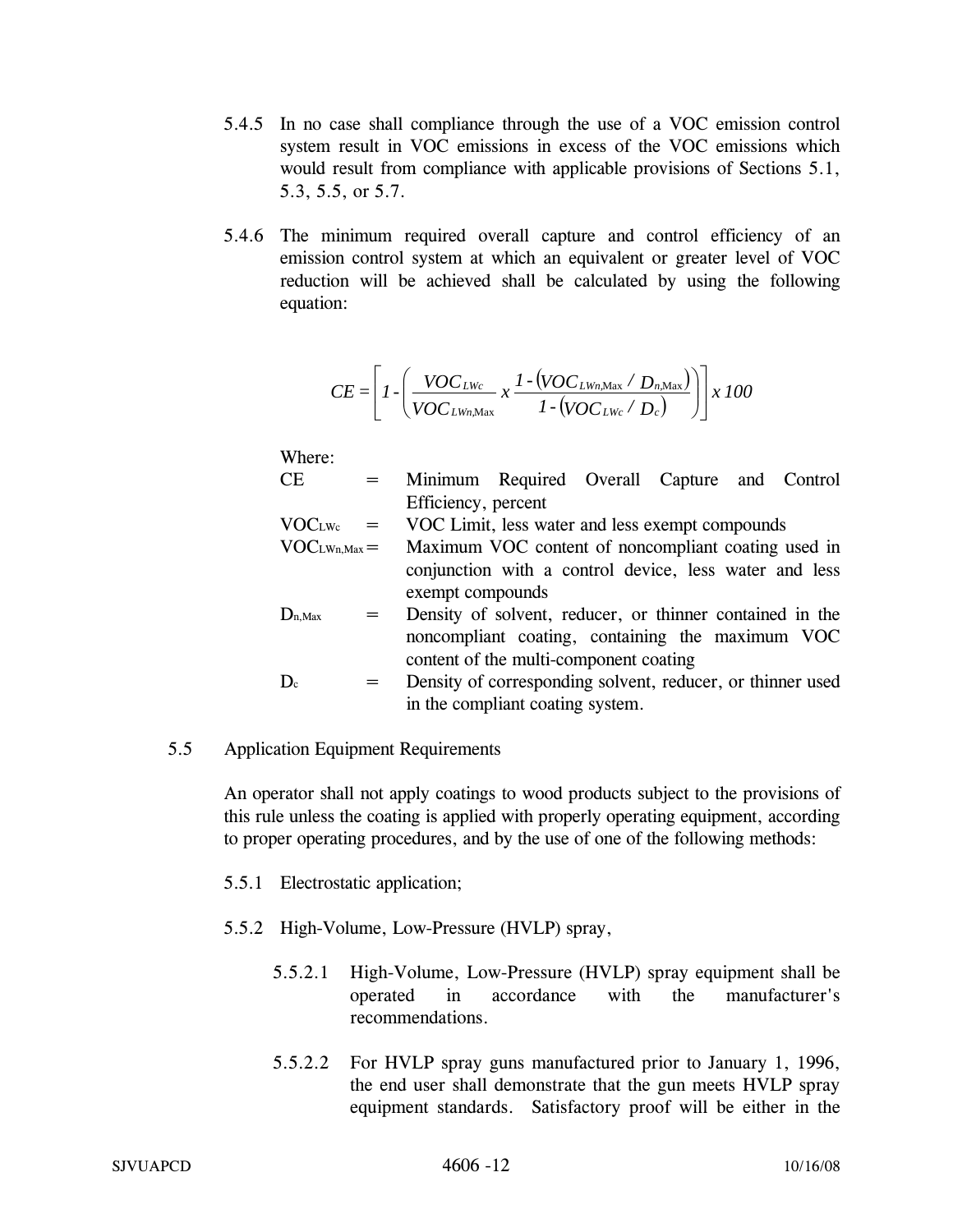5.4.5 In no case shall compliance through the use of a VOC emission control system result in VOC emissions in excess of the VOC emissions which would result from compliance with applicable provisions of Sections 5.1, 5.3, 5.5, or 5.7.

5.4.6 The minimum required overall capture and control efficiency of an emission control system at which an equivalent or greater level of VOC reduction will be achieved shall be calculated by using the following equation:

$$CE = \left[ 1 - \left( \frac{VOC_{LWc}}{VOC_{LWn,\mathrm{Max}}} \, x \, \frac{1 - (VOC_{LWn,\mathrm{Max}} \,/\, D_{n,\mathrm{Max}})}{1 - (VOC_{LWc} \,/\, D_c)} \right) \right] x \; 100$$

Where:

| | | |
|---|---|---|
| CE | = | Minimum Required Overall Capture and Control Efficiency, percent |
| $VOC_{LWc}$ | = | VOC Limit, less water and less exempt compounds |
| $VOC_{LWn,Max}$ | = | Maximum VOC content of noncompliant coating used in conjunction with a control device, less water and less exempt compounds |
| $D_{n,Max}$ | = | Density of solvent, reducer, or thinner contained in the noncompliant coating, containing the maximum VOC content of the multi-component coating |
| $D_c$ | = | Density of corresponding solvent, reducer, or thinner used in the compliant coating system. |

5.5 Application Equipment Requirements

An operator shall not apply coatings to wood products subject to the provisions of this rule unless the coating is applied with properly operating equipment, according to proper operating procedures, and by the use of one of the following methods:

5.5.1 Electrostatic application;

5.5.2 High-Volume, Low-Pressure (HVLP) spray,

5.5.2.1 High-Volume, Low-Pressure (HVLP) spray equipment shall be operated in accordance with the manufacturer's recommendations.

5.5.2.2 For HVLP spray guns manufactured prior to January 1, 1996, the end user shall demonstrate that the gun meets HVLP spray equipment standards. Satisfactory proof will be either in the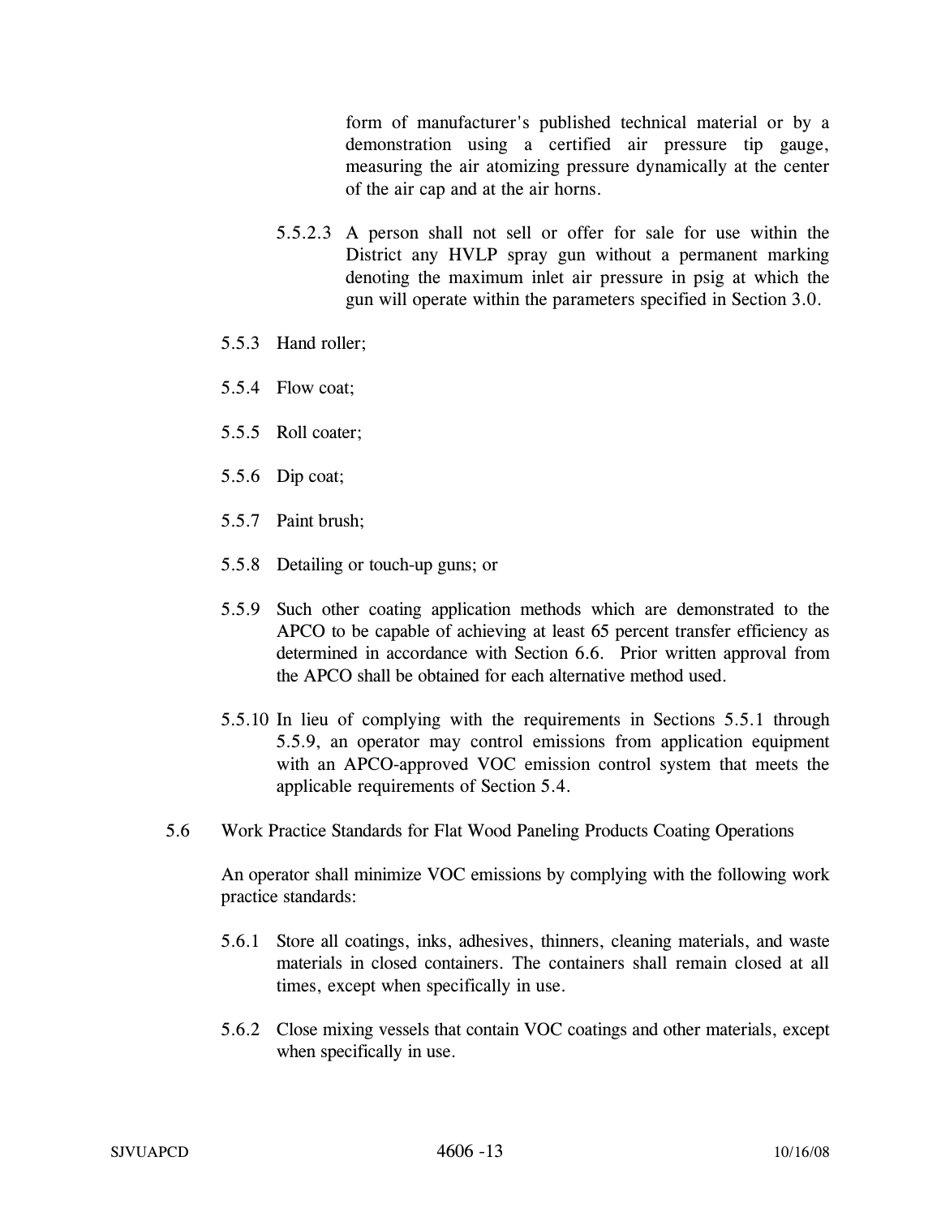form of manufacturer's published technical material or by a demonstration using a certified air pressure tip gauge, measuring the air atomizing pressure dynamically at the center of the air cap and at the air horns.

5.5.2.3 A person shall not sell or offer for sale for use within the District any HVLP spray gun without a permanent marking denoting the maximum inlet air pressure in psig at which the gun will operate within the parameters specified in Section 3.0.

5.5.3 Hand roller;

5.5.4 Flow coat;

5.5.5 Roll coater;

5.5.6 Dip coat;

5.5.7 Paint brush;

5.5.8 Detailing or touch-up guns; or

5.5.9 Such other coating application methods which are demonstrated to the APCO to be capable of achieving at least 65 percent transfer efficiency as determined in accordance with Section 6.6. Prior written approval from the APCO shall be obtained for each alternative method used.

5.5.10 In lieu of complying with the requirements in Sections 5.5.1 through 5.5.9, an operator may control emissions from application equipment with an APCO-approved VOC emission control system that meets the applicable requirements of Section 5.4.

5.6 Work Practice Standards for Flat Wood Paneling Products Coating Operations

An operator shall minimize VOC emissions by complying with the following work practice standards:

5.6.1 Store all coatings, inks, adhesives, thinners, cleaning materials, and waste materials in closed containers. The containers shall remain closed at all times, except when specifically in use.

5.6.2 Close mixing vessels that contain VOC coatings and other materials, except when specifically in use.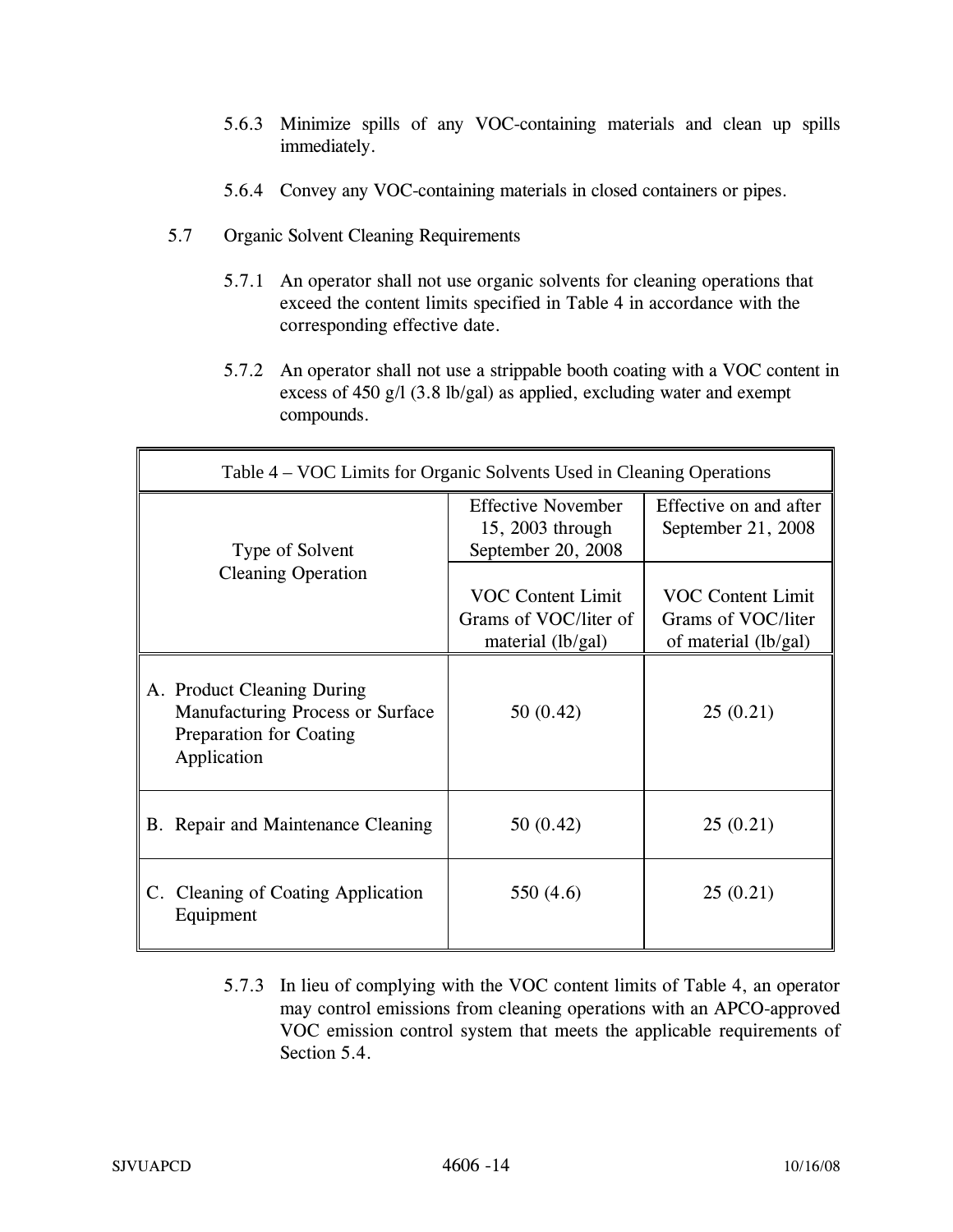5.6.3 Minimize spills of any VOC-containing materials and clean up spills immediately.

5.6.4 Convey any VOC-containing materials in closed containers or pipes.

5.7 Organic Solvent Cleaning Requirements

5.7.1 An operator shall not use organic solvents for cleaning operations that exceed the content limits specified in Table 4 in accordance with the corresponding effective date.

5.7.2 An operator shall not use a strippable booth coating with a VOC content in excess of 450 g/l (3.8 lb/gal) as applied, excluding water and exempt compounds.

| Table 4 – VOC Limits for Organic Solvents Used in Cleaning Operations | | |
|---|---|---|
| Type of Solvent Cleaning Operation | Effective November 15, 2003 through September 20, 2008 | Effective on and after September 21, 2008 |
| | VOC Content Limit Grams of VOC/liter of material (lb/gal) | VOC Content Limit Grams of VOC/liter of material (lb/gal) |
| A. Product Cleaning During Manufacturing Process or Surface Preparation for Coating Application | 50 (0.42) | 25 (0.21) |
| B. Repair and Maintenance Cleaning | 50 (0.42) | 25 (0.21) |
| C. Cleaning of Coating Application Equipment | 550 (4.6) | 25 (0.21) |

5.7.3 In lieu of complying with the VOC content limits of Table 4, an operator may control emissions from cleaning operations with an APCO-approved VOC emission control system that meets the applicable requirements of Section 5.4.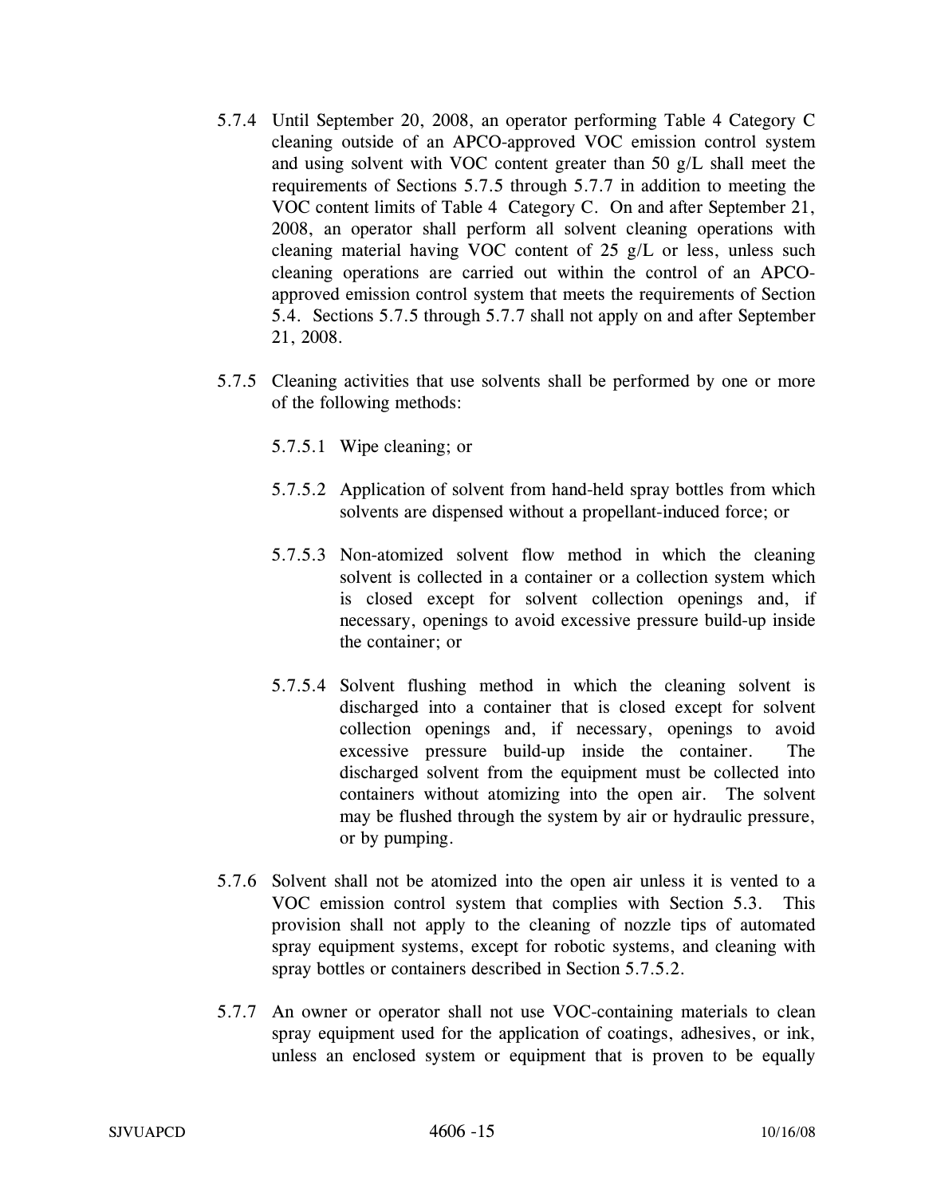5.7.4 Until September 20, 2008, an operator performing Table 4 Category C cleaning outside of an APCO-approved VOC emission control system and using solvent with VOC content greater than 50 g/L shall meet the requirements of Sections 5.7.5 through 5.7.7 in addition to meeting the VOC content limits of Table 4 Category C. On and after September 21, 2008, an operator shall perform all solvent cleaning operations with cleaning material having VOC content of 25 g/L or less, unless such cleaning operations are carried out within the control of an APCO-approved emission control system that meets the requirements of Section 5.4. Sections 5.7.5 through 5.7.7 shall not apply on and after September 21, 2008.

5.7.5 Cleaning activities that use solvents shall be performed by one or more of the following methods:

5.7.5.1 Wipe cleaning; or

5.7.5.2 Application of solvent from hand-held spray bottles from which solvents are dispensed without a propellant-induced force; or

5.7.5.3 Non-atomized solvent flow method in which the cleaning solvent is collected in a container or a collection system which is closed except for solvent collection openings and, if necessary, openings to avoid excessive pressure build-up inside the container; or

5.7.5.4 Solvent flushing method in which the cleaning solvent is discharged into a container that is closed except for solvent collection openings and, if necessary, openings to avoid excessive pressure build-up inside the container. The discharged solvent from the equipment must be collected into containers without atomizing into the open air. The solvent may be flushed through the system by air or hydraulic pressure, or by pumping.

5.7.6 Solvent shall not be atomized into the open air unless it is vented to a VOC emission control system that complies with Section 5.3. This provision shall not apply to the cleaning of nozzle tips of automated spray equipment systems, except for robotic systems, and cleaning with spray bottles or containers described in Section 5.7.5.2.

5.7.7 An owner or operator shall not use VOC-containing materials to clean spray equipment used for the application of coatings, adhesives, or ink, unless an enclosed system or equipment that is proven to be equally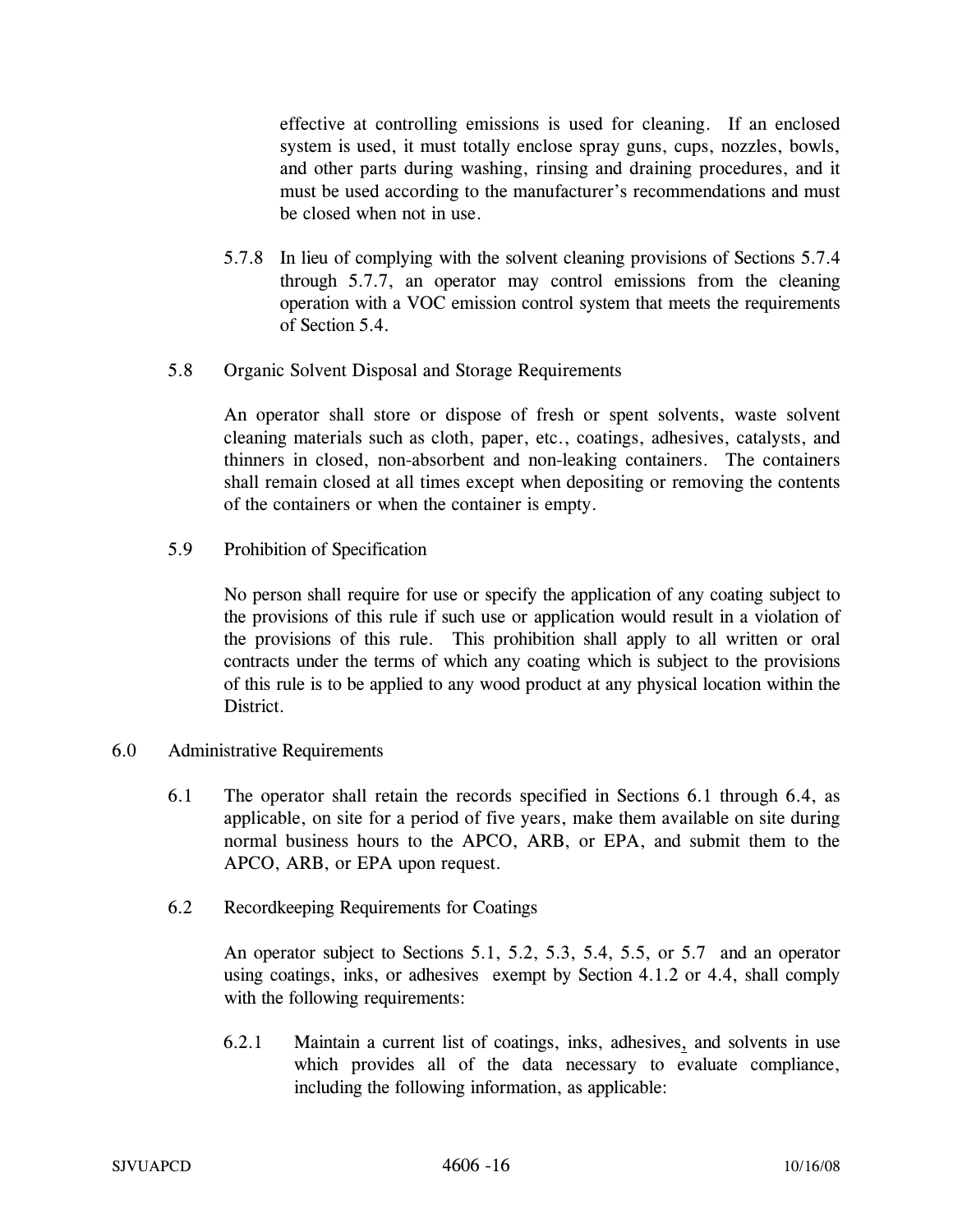effective at controlling emissions is used for cleaning. If an enclosed system is used, it must totally enclose spray guns, cups, nozzles, bowls, and other parts during washing, rinsing and draining procedures, and it must be used according to the manufacturer's recommendations and must be closed when not in use.

5.7.8 In lieu of complying with the solvent cleaning provisions of Sections 5.7.4 through 5.7.7, an operator may control emissions from the cleaning operation with a VOC emission control system that meets the requirements of Section 5.4.

5.8 Organic Solvent Disposal and Storage Requirements

An operator shall store or dispose of fresh or spent solvents, waste solvent cleaning materials such as cloth, paper, etc., coatings, adhesives, catalysts, and thinners in closed, non-absorbent and non-leaking containers. The containers shall remain closed at all times except when depositing or removing the contents of the containers or when the container is empty.

5.9 Prohibition of Specification

No person shall require for use or specify the application of any coating subject to the provisions of this rule if such use or application would result in a violation of the provisions of this rule. This prohibition shall apply to all written or oral contracts under the terms of which any coating which is subject to the provisions of this rule is to be applied to any wood product at any physical location within the District.

6.0 Administrative Requirements

6.1 The operator shall retain the records specified in Sections 6.1 through 6.4, as applicable, on site for a period of five years, make them available on site during normal business hours to the APCO, ARB, or EPA, and submit them to the APCO, ARB, or EPA upon request.

6.2 Recordkeeping Requirements for Coatings

An operator subject to Sections 5.1, 5.2, 5.3, 5.4, 5.5, or 5.7 and an operator using coatings, inks, or adhesives exempt by Section 4.1.2 or 4.4, shall comply with the following requirements:

6.2.1 Maintain a current list of coatings, inks, adhesives, and solvents in use which provides all of the data necessary to evaluate compliance, including the following information, as applicable: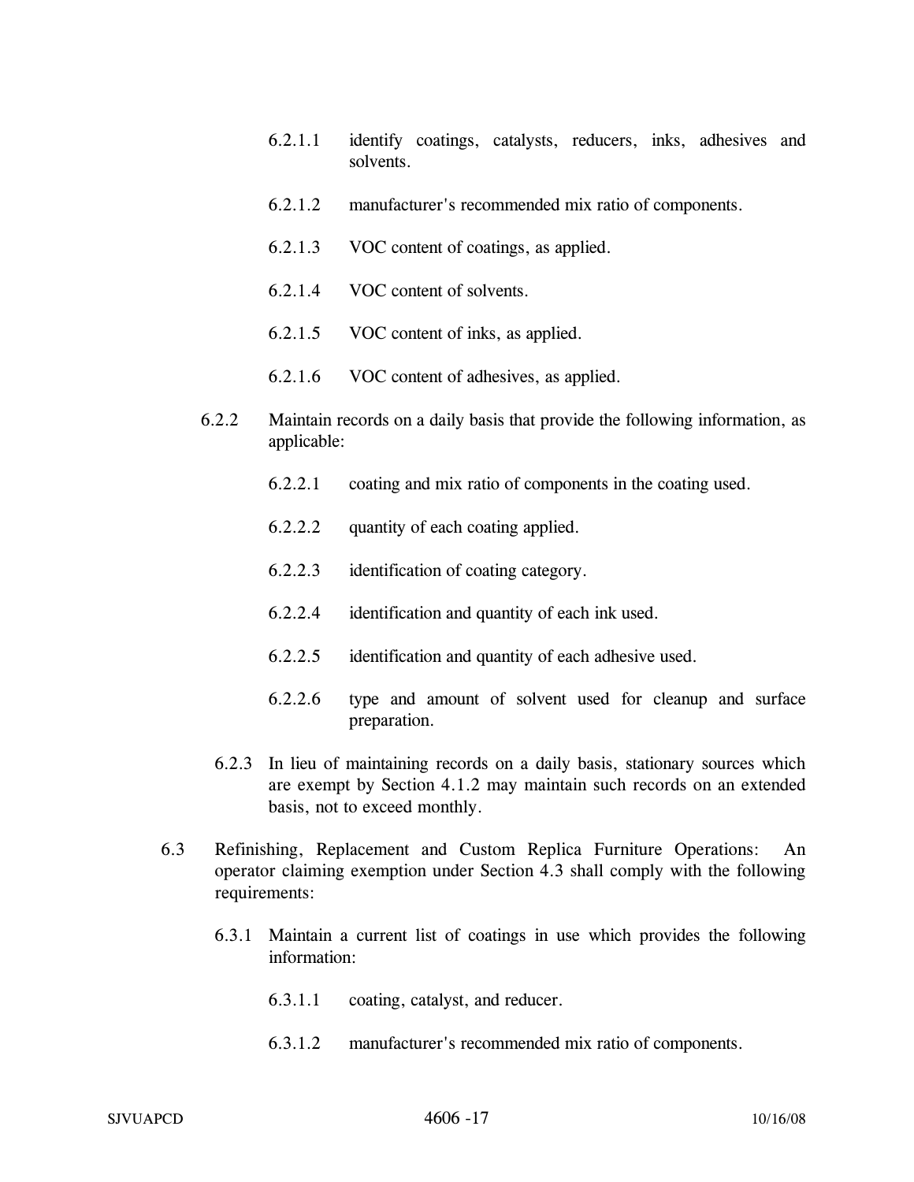6.2.1.1 identify coatings, catalysts, reducers, inks, adhesives and solvents.

6.2.1.2 manufacturer's recommended mix ratio of components.

6.2.1.3 VOC content of coatings, as applied.

6.2.1.4 VOC content of solvents.

6.2.1.5 VOC content of inks, as applied.

6.2.1.6 VOC content of adhesives, as applied.

6.2.2 Maintain records on a daily basis that provide the following information, as applicable:

6.2.2.1 coating and mix ratio of components in the coating used.

6.2.2.2 quantity of each coating applied.

6.2.2.3 identification of coating category.

6.2.2.4 identification and quantity of each ink used.

6.2.2.5 identification and quantity of each adhesive used.

6.2.2.6 type and amount of solvent used for cleanup and surface preparation.

6.2.3 In lieu of maintaining records on a daily basis, stationary sources which are exempt by Section 4.1.2 may maintain such records on an extended basis, not to exceed monthly.

6.3 Refinishing, Replacement and Custom Replica Furniture Operations: An operator claiming exemption under Section 4.3 shall comply with the following requirements:

6.3.1 Maintain a current list of coatings in use which provides the following information:

6.3.1.1 coating, catalyst, and reducer.

6.3.1.2 manufacturer's recommended mix ratio of components.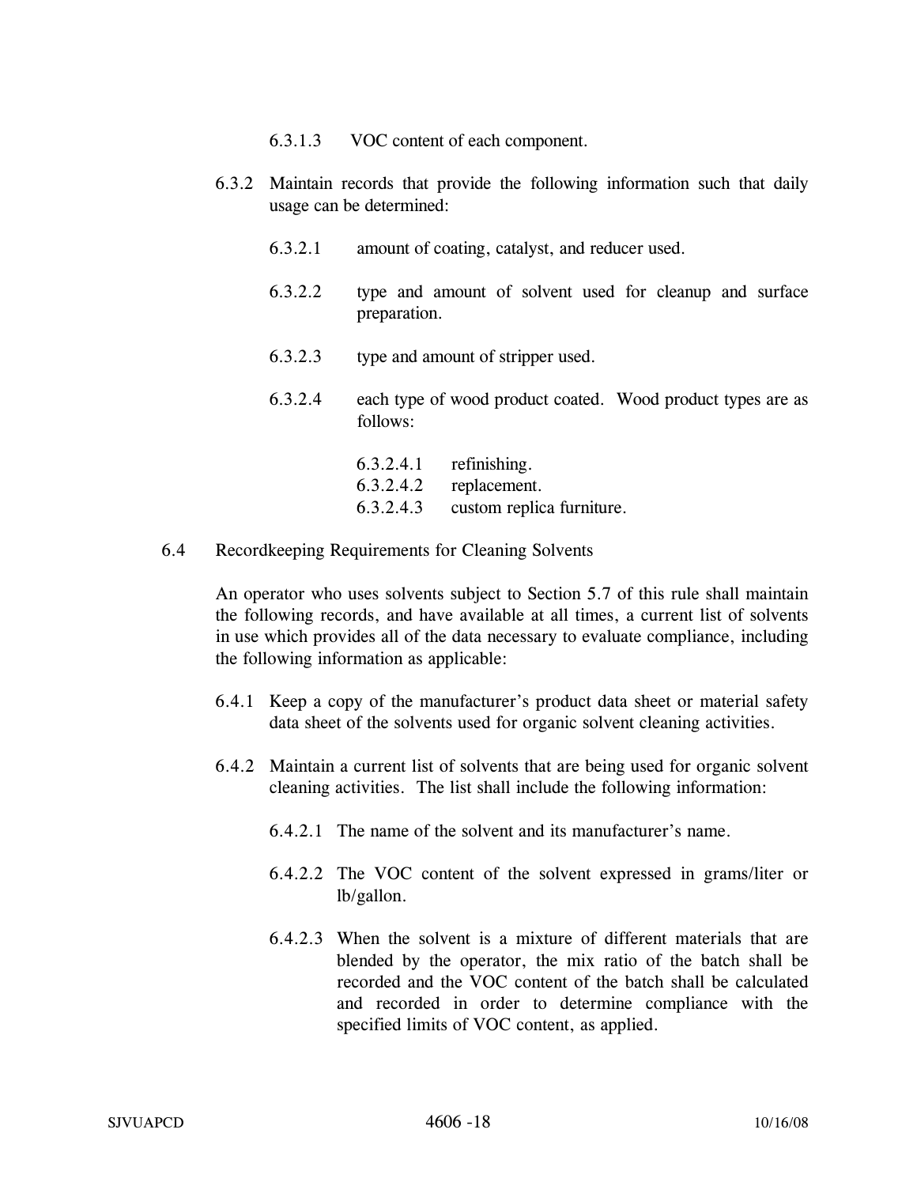6.3.1.3 VOC content of each component.

6.3.2 Maintain records that provide the following information such that daily usage can be determined:

6.3.2.1 amount of coating, catalyst, and reducer used.

6.3.2.2 type and amount of solvent used for cleanup and surface preparation.

6.3.2.3 type and amount of stripper used.

6.3.2.4 each type of wood product coated. Wood product types are as follows:

6.3.2.4.1 refinishing.
6.3.2.4.2 replacement.
6.3.2.4.3 custom replica furniture.

6.4 Recordkeeping Requirements for Cleaning Solvents

An operator who uses solvents subject to Section 5.7 of this rule shall maintain the following records, and have available at all times, a current list of solvents in use which provides all of the data necessary to evaluate compliance, including the following information as applicable:

6.4.1 Keep a copy of the manufacturer's product data sheet or material safety data sheet of the solvents used for organic solvent cleaning activities.

6.4.2 Maintain a current list of solvents that are being used for organic solvent cleaning activities. The list shall include the following information:

6.4.2.1 The name of the solvent and its manufacturer's name.

6.4.2.2 The VOC content of the solvent expressed in grams/liter or lb/gallon.

6.4.2.3 When the solvent is a mixture of different materials that are blended by the operator, the mix ratio of the batch shall be recorded and the VOC content of the batch shall be calculated and recorded in order to determine compliance with the specified limits of VOC content, as applied.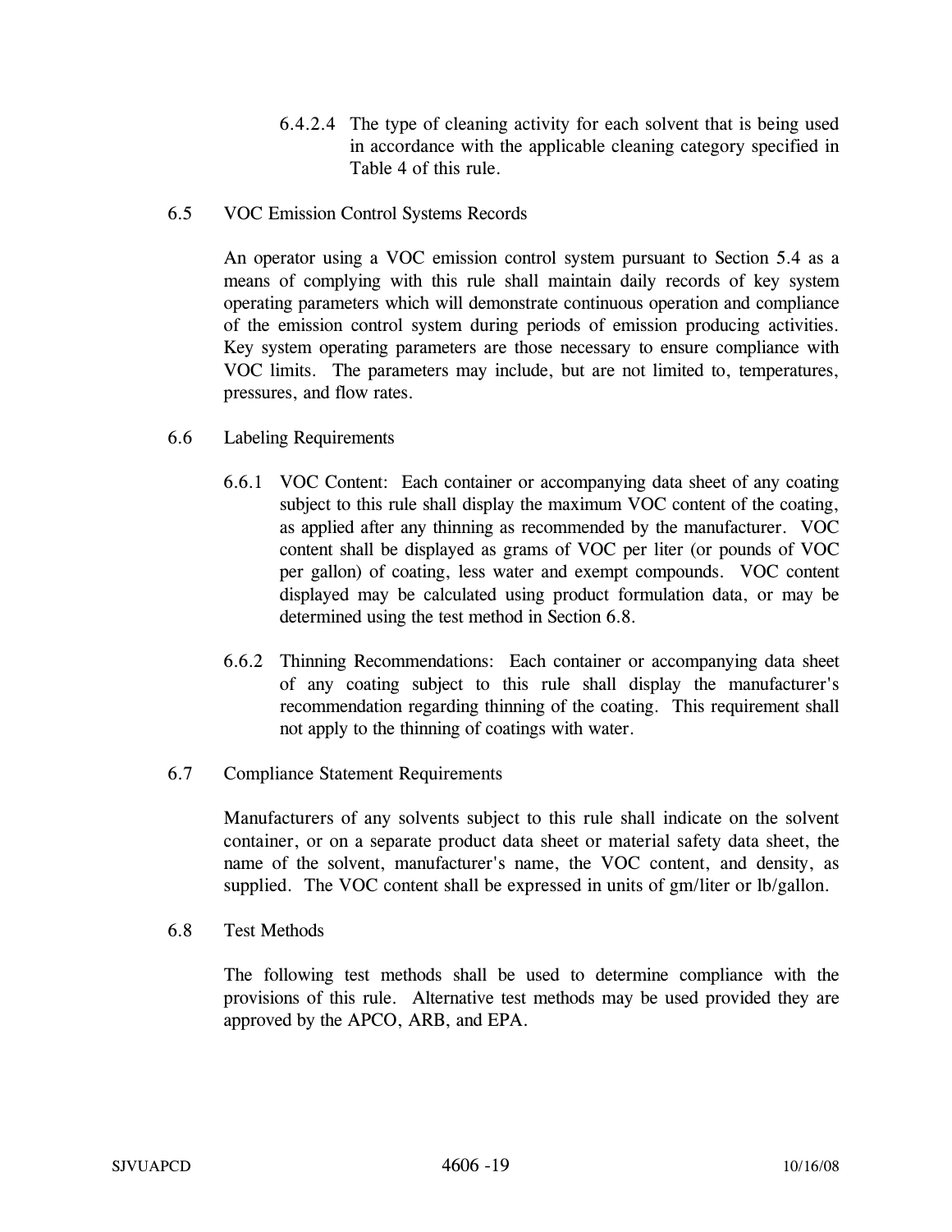6.4.2.4 The type of cleaning activity for each solvent that is being used in accordance with the applicable cleaning category specified in Table 4 of this rule.

### 6.5 VOC Emission Control Systems Records

An operator using a VOC emission control system pursuant to Section 5.4 as a means of complying with this rule shall maintain daily records of key system operating parameters which will demonstrate continuous operation and compliance of the emission control system during periods of emission producing activities. Key system operating parameters are those necessary to ensure compliance with VOC limits. The parameters may include, but are not limited to, temperatures, pressures, and flow rates.

### 6.6 Labeling Requirements

6.6.1 VOC Content: Each container or accompanying data sheet of any coating subject to this rule shall display the maximum VOC content of the coating, as applied after any thinning as recommended by the manufacturer. VOC content shall be displayed as grams of VOC per liter (or pounds of VOC per gallon) of coating, less water and exempt compounds. VOC content displayed may be calculated using product formulation data, or may be determined using the test method in Section 6.8.

6.6.2 Thinning Recommendations: Each container or accompanying data sheet of any coating subject to this rule shall display the manufacturer's recommendation regarding thinning of the coating. This requirement shall not apply to the thinning of coatings with water.

### 6.7 Compliance Statement Requirements

Manufacturers of any solvents subject to this rule shall indicate on the solvent container, or on a separate product data sheet or material safety data sheet, the name of the solvent, manufacturer's name, the VOC content, and density, as supplied. The VOC content shall be expressed in units of gm/liter or lb/gallon.

### 6.8 Test Methods

The following test methods shall be used to determine compliance with the provisions of this rule. Alternative test methods may be used provided they are approved by the APCO, ARB, and EPA.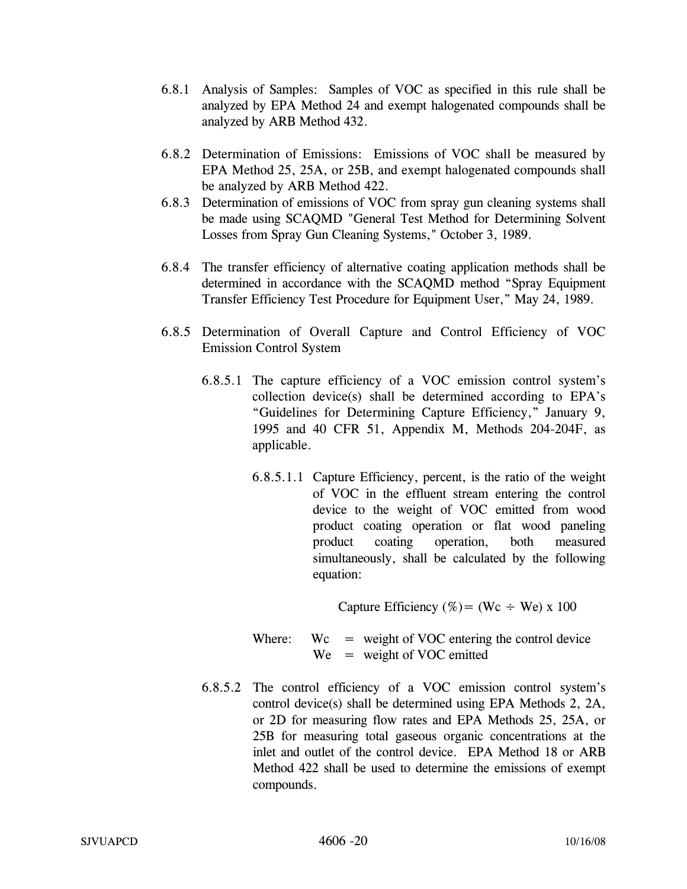6.8.1 Analysis of Samples: Samples of VOC as specified in this rule shall be analyzed by EPA Method 24 and exempt halogenated compounds shall be analyzed by ARB Method 432.

6.8.2 Determination of Emissions: Emissions of VOC shall be measured by EPA Method 25, 25A, or 25B, and exempt halogenated compounds shall be analyzed by ARB Method 422.

6.8.3 Determination of emissions of VOC from spray gun cleaning systems shall be made using SCAQMD "General Test Method for Determining Solvent Losses from Spray Gun Cleaning Systems," October 3, 1989.

6.8.4 The transfer efficiency of alternative coating application methods shall be determined in accordance with the SCAQMD method "Spray Equipment Transfer Efficiency Test Procedure for Equipment User," May 24, 1989.

6.8.5 Determination of Overall Capture and Control Efficiency of VOC Emission Control System

6.8.5.1 The capture efficiency of a VOC emission control system's collection device(s) shall be determined according to EPA's "Guidelines for Determining Capture Efficiency," January 9, 1995 and 40 CFR 51, Appendix M, Methods 204-204F, as applicable.

6.8.5.1.1 Capture Efficiency, percent, is the ratio of the weight of VOC in the effluent stream entering the control device to the weight of VOC emitted from wood product coating operation or flat wood paneling product coating operation, both measured simultaneously, shall be calculated by the following equation:

$$\text{Capture Efficiency (\%)} = (Wc \div We) \times 100$$

Where: Wc = weight of VOC entering the control device
We = weight of VOC emitted

6.8.5.2 The control efficiency of a VOC emission control system's control device(s) shall be determined using EPA Methods 2, 2A, or 2D for measuring flow rates and EPA Methods 25, 25A, or 25B for measuring total gaseous organic concentrations at the inlet and outlet of the control device. EPA Method 18 or ARB Method 422 shall be used to determine the emissions of exempt compounds.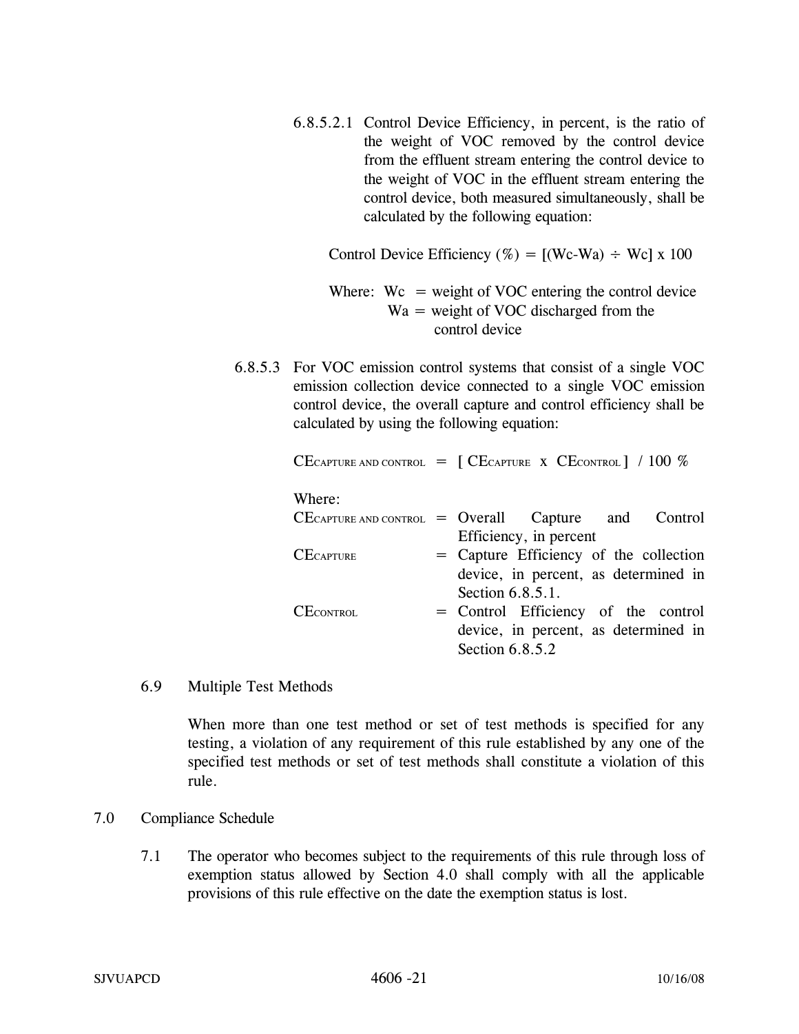6.8.5.2.1 Control Device Efficiency, in percent, is the ratio of the weight of VOC removed by the control device from the effluent stream entering the control device to the weight of VOC in the effluent stream entering the control device, both measured simultaneously, shall be calculated by the following equation:

$$\text{Control Device Efficiency (\%)} = [(Wc - Wa) \div Wc] \times 100$$

Where: Wc = weight of VOC entering the control device
Wa = weight of VOC discharged from the control device

6.8.5.3 For VOC emission control systems that consist of a single VOC emission collection device connected to a single VOC emission control device, the overall capture and control efficiency shall be calculated by using the following equation:

$$CE_{\text{CAPTURE AND CONTROL}} = [\ CE_{\text{CAPTURE}} \times CE_{\text{CONTROL}}\ ] \ / \ 100\ \%$$

Where:

| | | |
|---|---|---|
| $CE_{\text{CAPTURE AND CONTROL}}$ | = | Overall Capture and Control Efficiency, in percent |
| $CE_{\text{CAPTURE}}$ | = | Capture Efficiency of the collection device, in percent, as determined in Section 6.8.5.1. |
| $CE_{\text{CONTROL}}$ | = | Control Efficiency of the control device, in percent, as determined in Section 6.8.5.2 |

## 6.9 Multiple Test Methods

When more than one test method or set of test methods is specified for any testing, a violation of any requirement of this rule established by any one of the specified test methods or set of test methods shall constitute a violation of this rule.

# 7.0 Compliance Schedule

7.1 The operator who becomes subject to the requirements of this rule through loss of exemption status allowed by Section 4.0 shall comply with all the applicable provisions of this rule effective on the date the exemption status is lost.